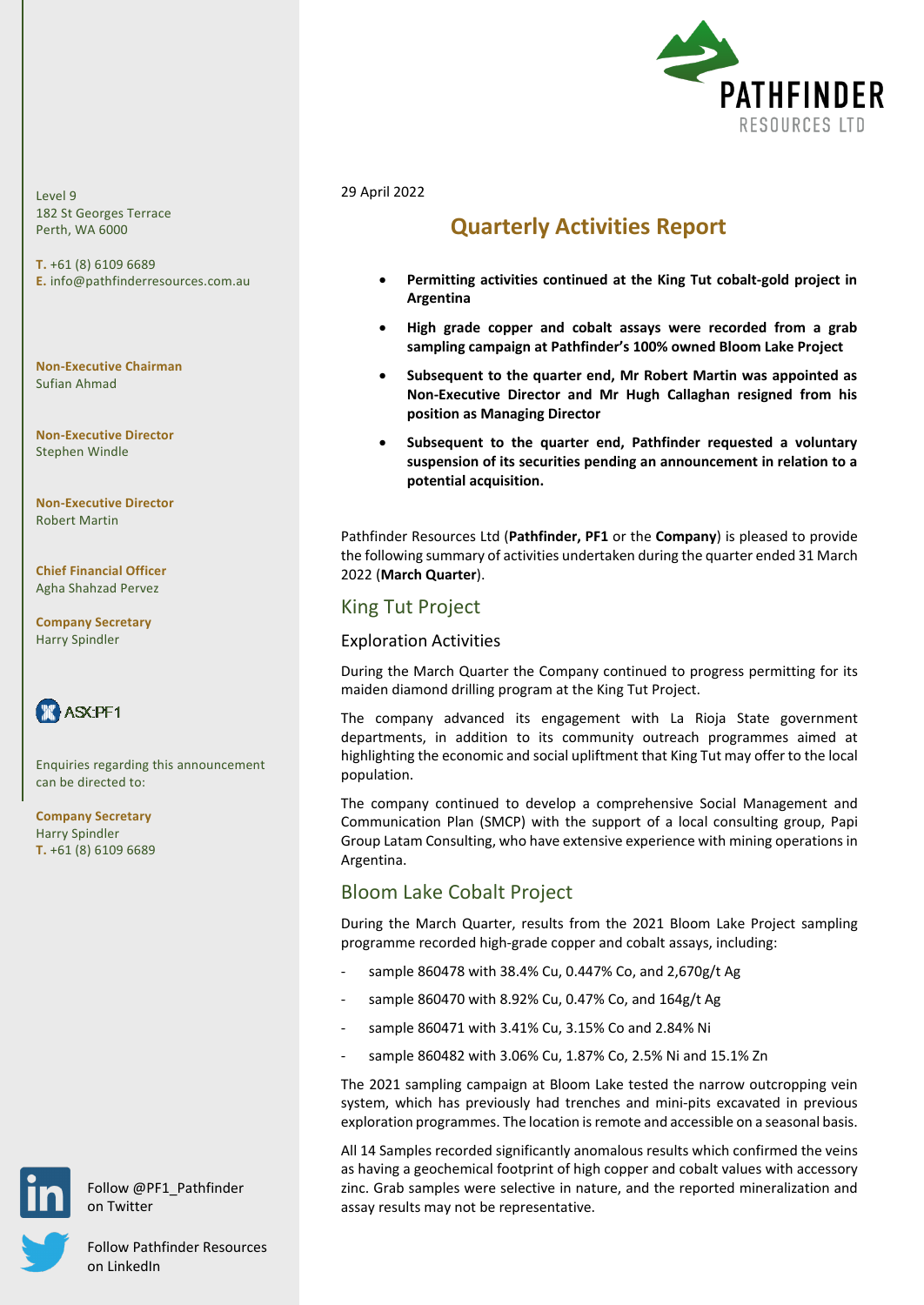PATHFINDER RESOURCES LTD

Level 9
182 St Georges Terrace
Perth, WA 6000

**T.** +61 (8) 6109 6689
**E.** info@pathfinderresources.com.au

**Non-Executive Chairman**
Sufian Ahmad

**Non-Executive Director**
Stephen Windle

**Non-Executive Director**
Robert Martin

**Chief Financial Officer**
Agha Shahzad Pervez

**Company Secretary**
Harry Spindler

ASX:PF1

Enquiries regarding this announcement can be directed to:

**Company Secretary**
Harry Spindler
**T.** +61 (8) 6109 6689

Follow @PF1_Pathfinder on Twitter

Follow Pathfinder Resources on LinkedIn

29 April 2022

# Quarterly Activities Report

- **Permitting activities continued at the King Tut cobalt-gold project in Argentina**
- **High grade copper and cobalt assays were recorded from a grab sampling campaign at Pathfinder's 100% owned Bloom Lake Project**
- **Subsequent to the quarter end, Mr Robert Martin was appointed as Non-Executive Director and Mr Hugh Callaghan resigned from his position as Managing Director**
- **Subsequent to the quarter end, Pathfinder requested a voluntary suspension of its securities pending an announcement in relation to a potential acquisition.**

Pathfinder Resources Ltd (**Pathfinder, PF1** or the **Company**) is pleased to provide the following summary of activities undertaken during the quarter ended 31 March 2022 (**March Quarter**).

## King Tut Project

### Exploration Activities

During the March Quarter the Company continued to progress permitting for its maiden diamond drilling program at the King Tut Project.

The company advanced its engagement with La Rioja State government departments, in addition to its community outreach programmes aimed at highlighting the economic and social upliftment that King Tut may offer to the local population.

The company continued to develop a comprehensive Social Management and Communication Plan (SMCP) with the support of a local consulting group, Papi Group Latam Consulting, who have extensive experience with mining operations in Argentina.

## Bloom Lake Cobalt Project

During the March Quarter, results from the 2021 Bloom Lake Project sampling programme recorded high-grade copper and cobalt assays, including:

- sample 860478 with 38.4% Cu, 0.447% Co, and 2,670g/t Ag
- sample 860470 with 8.92% Cu, 0.47% Co, and 164g/t Ag
- sample 860471 with 3.41% Cu, 3.15% Co and 2.84% Ni
- sample 860482 with 3.06% Cu, 1.87% Co, 2.5% Ni and 15.1% Zn

The 2021 sampling campaign at Bloom Lake tested the narrow outcropping vein system, which has previously had trenches and mini-pits excavated in previous exploration programmes. The location is remote and accessible on a seasonal basis.

All 14 Samples recorded significantly anomalous results which confirmed the veins as having a geochemical footprint of high copper and cobalt values with accessory zinc. Grab samples were selective in nature, and the reported mineralization and assay results may not be representative.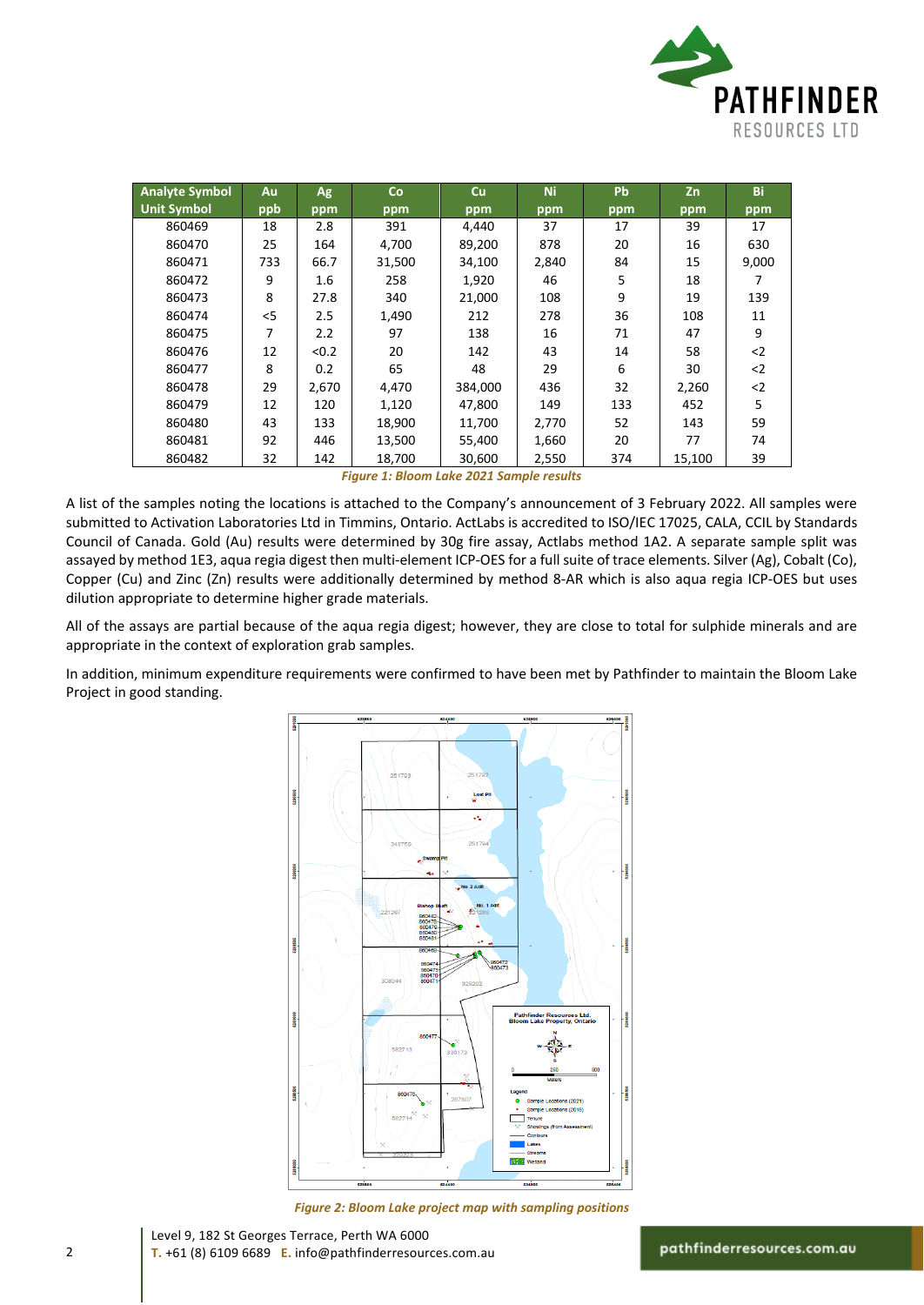| Analyte Symbol | Au | Ag | Co | Cu | Ni | Pb | Zn | Bi |
|---|---|---|---|---|---|---|---|---|
| Unit Symbol | ppb | ppm | ppm | ppm | ppm | ppm | ppm | ppm |
| 860469 | 18 | 2.8 | 391 | 4,440 | 37 | 17 | 39 | 17 |
| 860470 | 25 | 164 | 4,700 | 89,200 | 878 | 20 | 16 | 630 |
| 860471 | 733 | 66.7 | 31,500 | 34,100 | 2,840 | 84 | 15 | 9,000 |
| 860472 | 9 | 1.6 | 258 | 1,920 | 46 | 5 | 18 | 7 |
| 860473 | 8 | 27.8 | 340 | 21,000 | 108 | 9 | 19 | 139 |
| 860474 | <5 | 2.5 | 1,490 | 212 | 278 | 36 | 108 | 11 |
| 860475 | 7 | 2.2 | 97 | 138 | 16 | 71 | 47 | 9 |
| 860476 | 12 | <0.2 | 20 | 142 | 43 | 14 | 58 | <2 |
| 860477 | 8 | 0.2 | 65 | 48 | 29 | 6 | 30 | <2 |
| 860478 | 29 | 2,670 | 4,470 | 384,000 | 436 | 32 | 2,260 | <2 |
| 860479 | 12 | 120 | 1,120 | 47,800 | 149 | 133 | 452 | 5 |
| 860480 | 43 | 133 | 18,900 | 11,700 | 2,770 | 52 | 143 | 59 |
| 860481 | 92 | 446 | 13,500 | 55,400 | 1,660 | 20 | 77 | 74 |
| 860482 | 32 | 142 | 18,700 | 30,600 | 2,550 | 374 | 15,100 | 39 |

*Figure 1: Bloom Lake 2021 Sample results*

A list of the samples noting the locations is attached to the Company's announcement of 3 February 2022. All samples were submitted to Activation Laboratories Ltd in Timmins, Ontario. ActLabs is accredited to ISO/IEC 17025, CALA, CCIL by Standards Council of Canada. Gold (Au) results were determined by 30g fire assay, Actlabs method 1A2. A separate sample split was assayed by method 1E3, aqua regia digest then multi-element ICP-OES for a full suite of trace elements. Silver (Ag), Cobalt (Co), Copper (Cu) and Zinc (Zn) results were additionally determined by method 8-AR which is also aqua regia ICP-OES but uses dilution appropriate to determine higher grade materials.

All of the assays are partial because of the aqua regia digest; however, they are close to total for sulphide minerals and are appropriate in the context of exploration grab samples.

In addition, minimum expenditure requirements were confirmed to have been met by Pathfinder to maintain the Bloom Lake Project in good standing.

*Figure 2: Bloom Lake project map with sampling positions*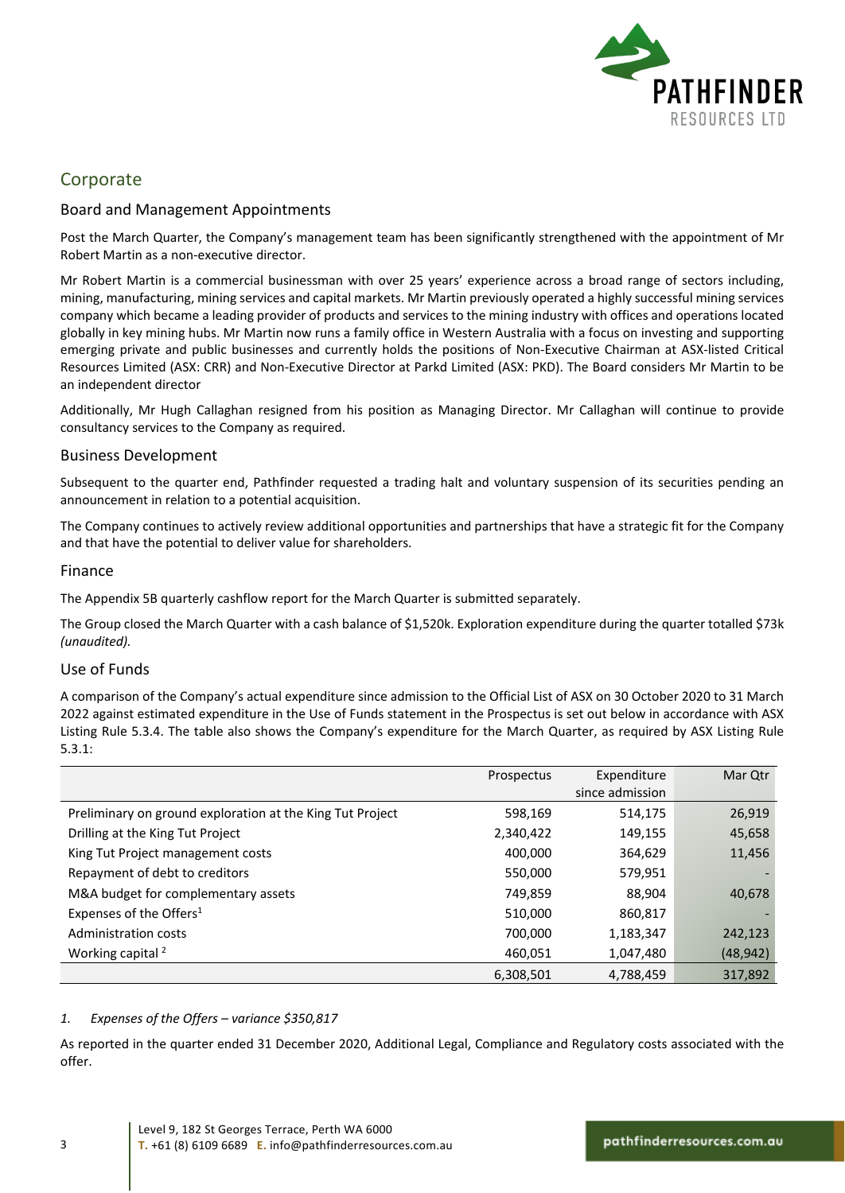## Corporate

### Board and Management Appointments

Post the March Quarter, the Company's management team has been significantly strengthened with the appointment of Mr Robert Martin as a non-executive director.

Mr Robert Martin is a commercial businessman with over 25 years' experience across a broad range of sectors including, mining, manufacturing, mining services and capital markets. Mr Martin previously operated a highly successful mining services company which became a leading provider of products and services to the mining industry with offices and operations located globally in key mining hubs. Mr Martin now runs a family office in Western Australia with a focus on investing and supporting emerging private and public businesses and currently holds the positions of Non-Executive Chairman at ASX-listed Critical Resources Limited (ASX: CRR) and Non-Executive Director at Parkd Limited (ASX: PKD). The Board considers Mr Martin to be an independent director

Additionally, Mr Hugh Callaghan resigned from his position as Managing Director. Mr Callaghan will continue to provide consultancy services to the Company as required.

### Business Development

Subsequent to the quarter end, Pathfinder requested a trading halt and voluntary suspension of its securities pending an announcement in relation to a potential acquisition.

The Company continues to actively review additional opportunities and partnerships that have a strategic fit for the Company and that have the potential to deliver value for shareholders.

### Finance

The Appendix 5B quarterly cashflow report for the March Quarter is submitted separately.

The Group closed the March Quarter with a cash balance of $1,520k. Exploration expenditure during the quarter totalled $73k *(unaudited).*

### Use of Funds

A comparison of the Company's actual expenditure since admission to the Official List of ASX on 30 October 2020 to 31 March 2022 against estimated expenditure in the Use of Funds statement in the Prospectus is set out below in accordance with ASX Listing Rule 5.3.4. The table also shows the Company's expenditure for the March Quarter, as required by ASX Listing Rule 5.3.1:

| | Prospectus | Expenditure since admission | Mar Qtr |
|---|---|---|---|
| Preliminary on ground exploration at the King Tut Project | 598,169 | 514,175 | 26,919 |
| Drilling at the King Tut Project | 2,340,422 | 149,155 | 45,658 |
| King Tut Project management costs | 400,000 | 364,629 | 11,456 |
| Repayment of debt to creditors | 550,000 | 579,951 | - |
| M&A budget for complementary assets | 749,859 | 88,904 | 40,678 |
| Expenses of the Offers[1] | 510,000 | 860,817 | - |
| Administration costs | 700,000 | 1,183,347 | 242,123 |
| Working capital [2] | 460,051 | 1,047,480 | (48,942) |
| | 6,308,501 | 4,788,459 | 317,892 |

1. *Expenses of the Offers – variance $350,817*

As reported in the quarter ended 31 December 2020, Additional Legal, Compliance and Regulatory costs associated with the offer.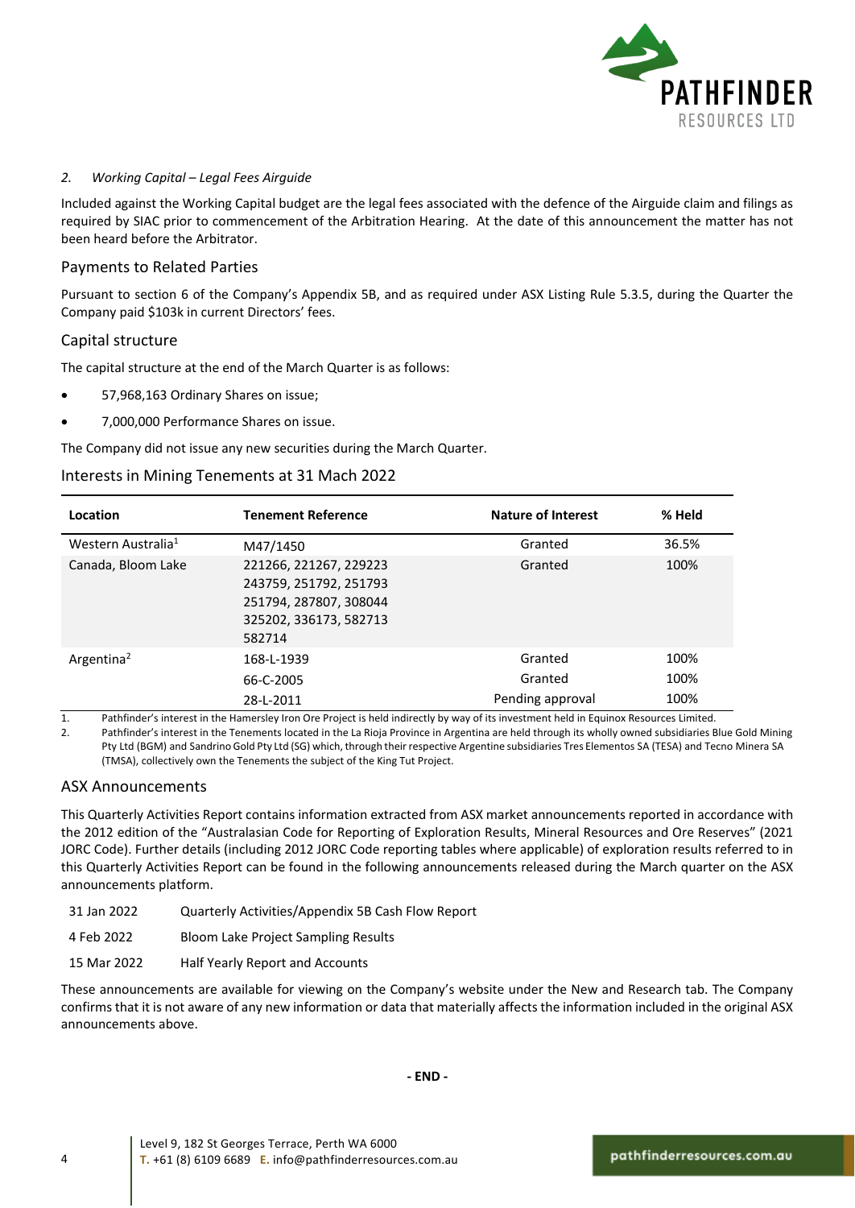*2. Working Capital – Legal Fees Airguide*

Included against the Working Capital budget are the legal fees associated with the defence of the Airguide claim and filings as required by SIAC prior to commencement of the Arbitration Hearing. At the date of this announcement the matter has not been heard before the Arbitrator.

## Payments to Related Parties

Pursuant to section 6 of the Company's Appendix 5B, and as required under ASX Listing Rule 5.3.5, during the Quarter the Company paid $103k in current Directors' fees.

## Capital structure

The capital structure at the end of the March Quarter is as follows:

- 57,968,163 Ordinary Shares on issue;
- 7,000,000 Performance Shares on issue.

The Company did not issue any new securities during the March Quarter.

## Interests in Mining Tenements at 31 Mach 2022

| Location | Tenement Reference | Nature of Interest | % Held |
|---|---|---|---|
| Western Australia[1] | M47/1450 | Granted | 36.5% |
| Canada, Bloom Lake | 221266, 221267, 229223 243759, 251792, 251793 251794, 287807, 308044 325202, 336173, 582713 582714 | Granted | 100% |
| Argentina[2] | 168-L-1939 | Granted | 100% |
| | 66-C-2005 | Granted | 100% |
| | 28-L-2011 | Pending approval | 100% |

1. Pathfinder's interest in the Hamersley Iron Ore Project is held indirectly by way of its investment held in Equinox Resources Limited.
2. Pathfinder's interest in the Tenements located in the La Rioja Province in Argentina are held through its wholly owned subsidiaries Blue Gold Mining Pty Ltd (BGM) and Sandrino Gold Pty Ltd (SG) which, through their respective Argentine subsidiaries Tres Elementos SA (TESA) and Tecno Minera SA (TMSA), collectively own the Tenements the subject of the King Tut Project.

## ASX Announcements

This Quarterly Activities Report contains information extracted from ASX market announcements reported in accordance with the 2012 edition of the "Australasian Code for Reporting of Exploration Results, Mineral Resources and Ore Reserves" (2021 JORC Code). Further details (including 2012 JORC Code reporting tables where applicable) of exploration results referred to in this Quarterly Activities Report can be found in the following announcements released during the March quarter on the ASX announcements platform.

| | |
|---|---|
| 31 Jan 2022 | Quarterly Activities/Appendix 5B Cash Flow Report |
| 4 Feb 2022 | Bloom Lake Project Sampling Results |
| 15 Mar 2022 | Half Yearly Report and Accounts |

These announcements are available for viewing on the Company's website under the New and Research tab. The Company confirms that it is not aware of any new information or data that materially affects the information included in the original ASX announcements above.

**- END -**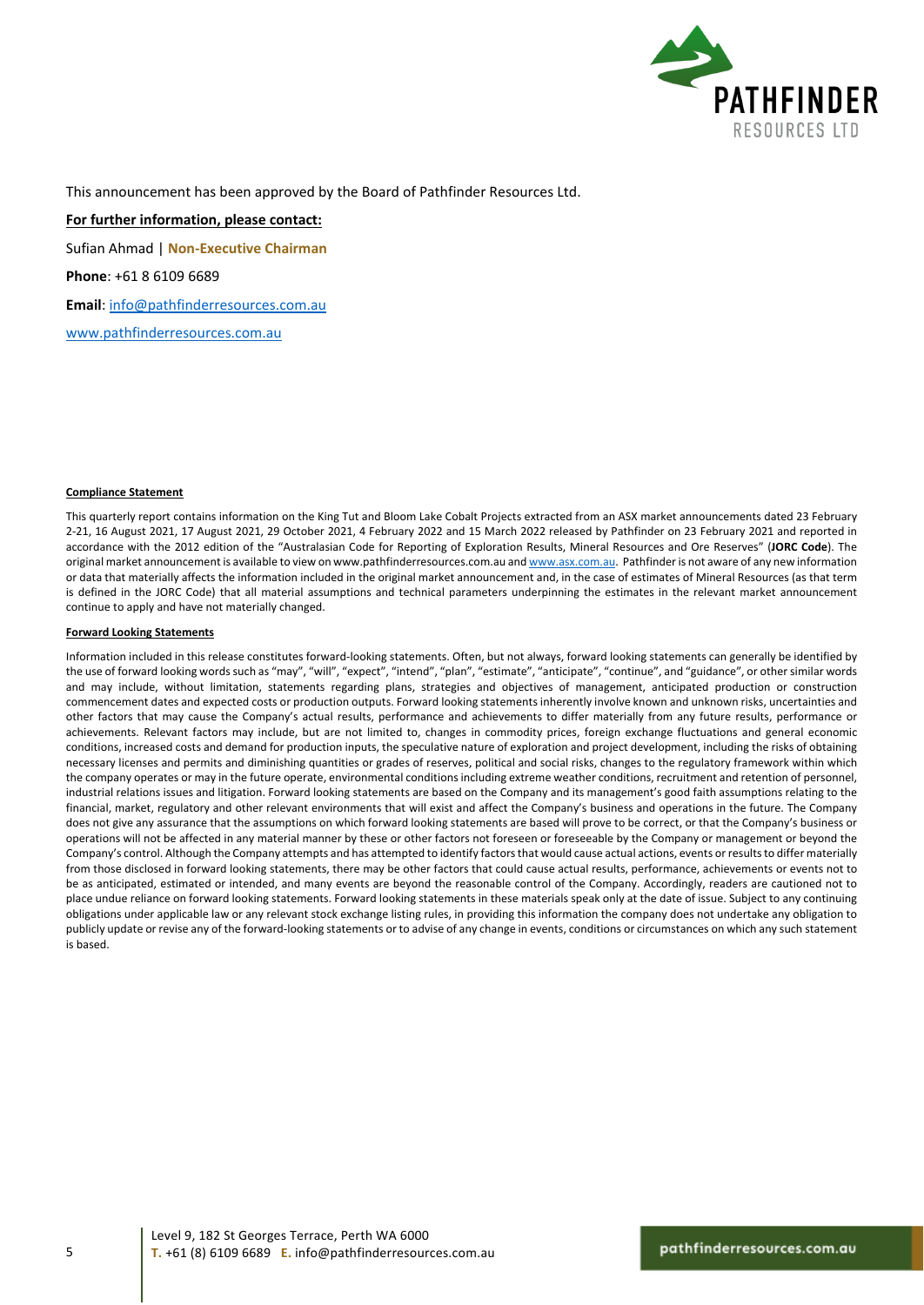This announcement has been approved by the Board of Pathfinder Resources Ltd.

**For further information, please contact:**

Sufian Ahmad | **Non-Executive Chairman**

**Phone**: +61 8 6109 6689

**Email**: info@pathfinderresources.com.au

www.pathfinderresources.com.au

**Compliance Statement**

This quarterly report contains information on the King Tut and Bloom Lake Cobalt Projects extracted from an ASX market announcements dated 23 February 2-21, 16 August 2021, 17 August 2021, 29 October 2021, 4 February 2022 and 15 March 2022 released by Pathfinder on 23 February 2021 and reported in accordance with the 2012 edition of the "Australasian Code for Reporting of Exploration Results, Mineral Resources and Ore Reserves" (**JORC Code**). The original market announcement is available to view on www.pathfinderresources.com.au and www.asx.com.au. Pathfinder is not aware of any new information or data that materially affects the information included in the original market announcement and, in the case of estimates of Mineral Resources (as that term is defined in the JORC Code) that all material assumptions and technical parameters underpinning the estimates in the relevant market announcement continue to apply and have not materially changed.

**Forward Looking Statements**

Information included in this release constitutes forward-looking statements. Often, but not always, forward looking statements can generally be identified by the use of forward looking words such as "may", "will", "expect", "intend", "plan", "estimate", "anticipate", "continue", and "guidance", or other similar words and may include, without limitation, statements regarding plans, strategies and objectives of management, anticipated production or construction commencement dates and expected costs or production outputs. Forward looking statements inherently involve known and unknown risks, uncertainties and other factors that may cause the Company's actual results, performance and achievements to differ materially from any future results, performance or achievements. Relevant factors may include, but are not limited to, changes in commodity prices, foreign exchange fluctuations and general economic conditions, increased costs and demand for production inputs, the speculative nature of exploration and project development, including the risks of obtaining necessary licenses and permits and diminishing quantities or grades of reserves, political and social risks, changes to the regulatory framework within which the company operates or may in the future operate, environmental conditions including extreme weather conditions, recruitment and retention of personnel, industrial relations issues and litigation. Forward looking statements are based on the Company and its management's good faith assumptions relating to the financial, market, regulatory and other relevant environments that will exist and affect the Company's business and operations in the future. The Company does not give any assurance that the assumptions on which forward looking statements are based will prove to be correct, or that the Company's business or operations will not be affected in any material manner by these or other factors not foreseen or foreseeable by the Company or management or beyond the Company's control. Although the Company attempts and has attempted to identify factors that would cause actual actions, events or results to differ materially from those disclosed in forward looking statements, there may be other factors that could cause actual results, performance, achievements or events not to be as anticipated, estimated or intended, and many events are beyond the reasonable control of the Company. Accordingly, readers are cautioned not to place undue reliance on forward looking statements. Forward looking statements in these materials speak only at the date of issue. Subject to any continuing obligations under applicable law or any relevant stock exchange listing rules, in providing this information the company does not undertake any obligation to publicly update or revise any of the forward-looking statements or to advise of any change in events, conditions or circumstances on which any such statement is based.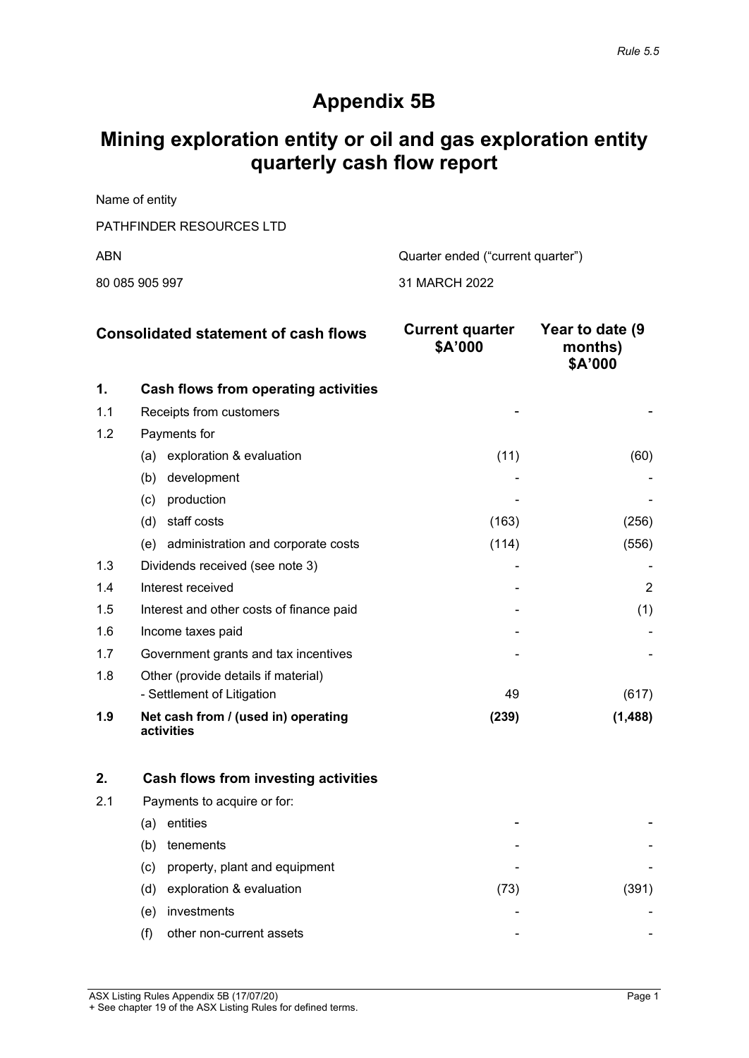*Rule 5.5*

# Appendix 5B

## Mining exploration entity or oil and gas exploration entity quarterly cash flow report

Name of entity

PATHFINDER RESOURCES LTD

| ABN | Quarter ended ("current quarter") |
|---|---|
| 80 085 905 997 | 31 MARCH 2022 |

| | Consolidated statement of cash flows | Current quarter $A'000 | Year to date (9 months) $A'000 |
|---|---|---|---|
| **1.** | **Cash flows from operating activities** | | |
| 1.1 | Receipts from customers | - | - |
| 1.2 | Payments for | | |
| | (a) exploration & evaluation | (11) | (60) |
| | (b) development | - | - |
| | (c) production | - | - |
| | (d) staff costs | (163) | (256) |
| | (e) administration and corporate costs | (114) | (556) |
| 1.3 | Dividends received (see note 3) | - | - |
| 1.4 | Interest received | - | 2 |
| 1.5 | Interest and other costs of finance paid | - | (1) |
| 1.6 | Income taxes paid | - | - |
| 1.7 | Government grants and tax incentives | - | - |
| 1.8 | Other (provide details if material)<br>- Settlement of Litigation | 49 | (617) |
| **1.9** | **Net cash from / (used in) operating activities** | **(239)** | **(1,488)** |
| | | | |
| **2.** | **Cash flows from investing activities** | | |
| 2.1 | Payments to acquire or for: | | |
| | (a) entities | - | - |
| | (b) tenements | - | - |
| | (c) property, plant and equipment | - | - |
| | (d) exploration & evaluation | (73) | (391) |
| | (e) investments | - | - |
| | (f) other non-current assets | - | - |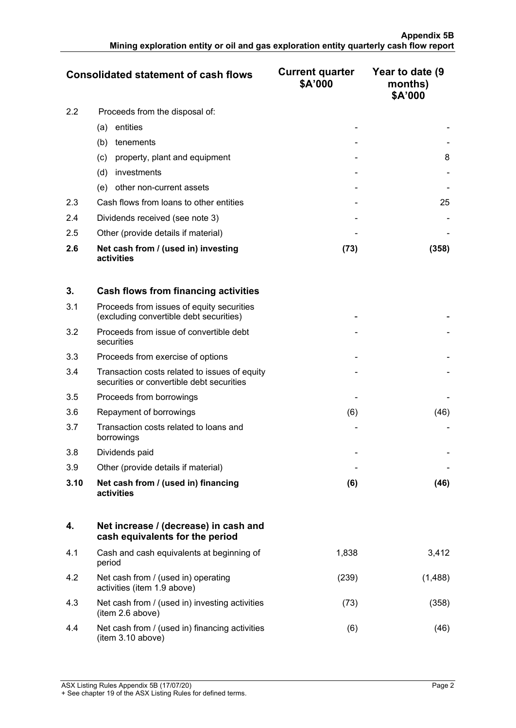| Consolidated statement of cash flows | | Current quarter $A'000 | Year to date (9 months) $A'000 |
|---|---|---|---|
| 2.2 | Proceeds from the disposal of: | | |
| | (a) entities | - | - |
| | (b) tenements | - | - |
| | (c) property, plant and equipment | - | 8 |
| | (d) investments | - | - |
| | (e) other non-current assets | - | - |
| 2.3 | Cash flows from loans to other entities | - | 25 |
| 2.4 | Dividends received (see note 3) | - | - |
| 2.5 | Other (provide details if material) | - | - |
| **2.6** | **Net cash from / (used in) investing activities** | **(73)** | **(358)** |
| | | | |
| **3.** | **Cash flows from financing activities** | | |
| 3.1 | Proceeds from issues of equity securities (excluding convertible debt securities) | - | - |
| 3.2 | Proceeds from issue of convertible debt securities | - | - |
| 3.3 | Proceeds from exercise of options | - | - |
| 3.4 | Transaction costs related to issues of equity securities or convertible debt securities | - | - |
| 3.5 | Proceeds from borrowings | - | - |
| 3.6 | Repayment of borrowings | (6) | (46) |
| 3.7 | Transaction costs related to loans and borrowings | - | - |
| 3.8 | Dividends paid | - | - |
| 3.9 | Other (provide details if material) | - | - |
| **3.10** | **Net cash from / (used in) financing activities** | **(6)** | **(46)** |
| | | | |
| **4.** | **Net increase / (decrease) in cash and cash equivalents for the period** | | |
| 4.1 | Cash and cash equivalents at beginning of period | 1,838 | 3,412 |
| 4.2 | Net cash from / (used in) operating activities (item 1.9 above) | (239) | (1,488) |
| 4.3 | Net cash from / (used in) investing activities (item 2.6 above) | (73) | (358) |
| 4.4 | Net cash from / (used in) financing activities (item 3.10 above) | (6) | (46) |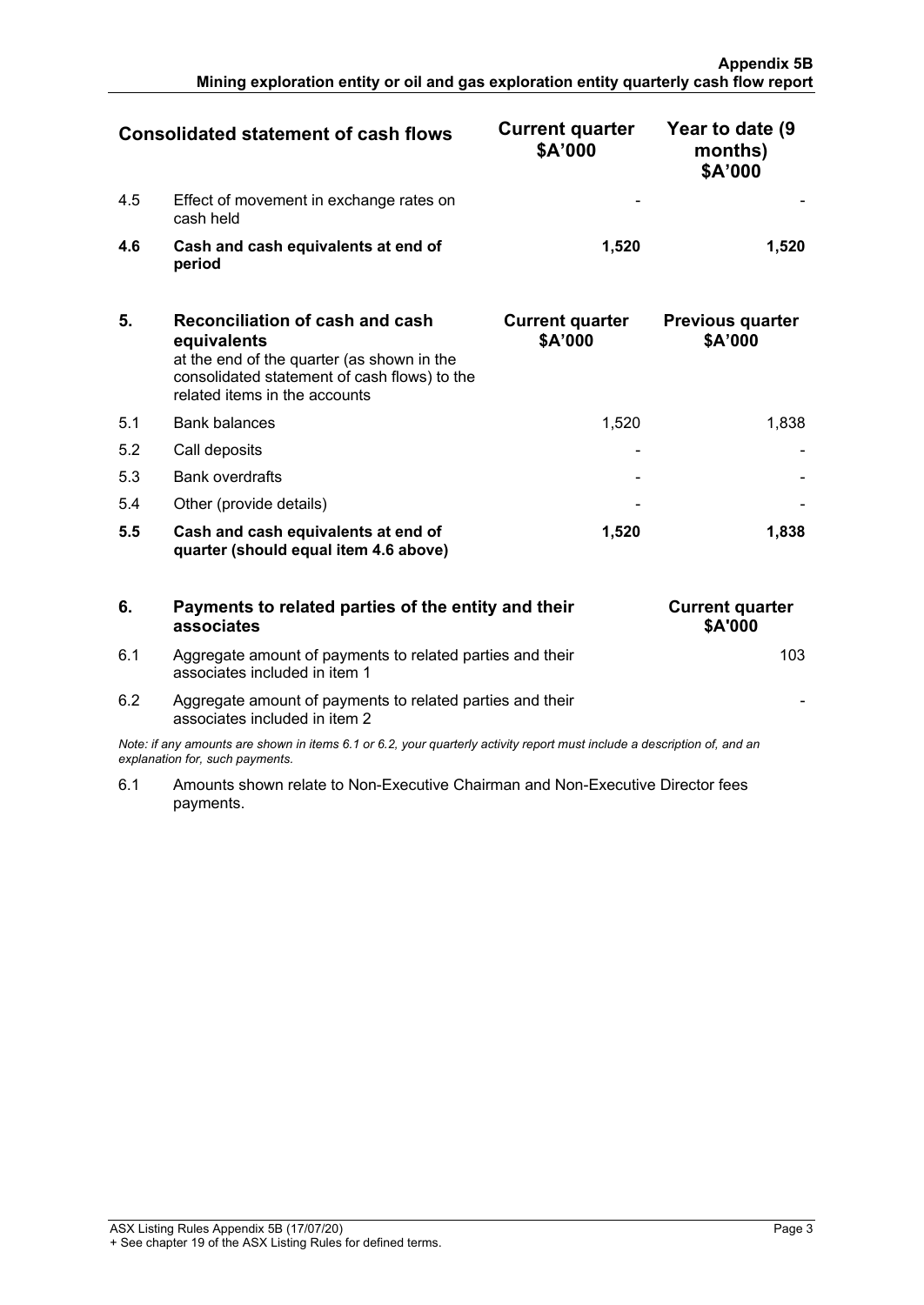| | Consolidated statement of cash flows | Current quarter $A'000 | Year to date (9 months) $A'000 |
|---|---|---|---|
| 4.5 | Effect of movement in exchange rates on cash held | - | - |
| **4.6** | **Cash and cash equivalents at end of period** | **1,520** | **1,520** |

| 5. | **Reconciliation of cash and cash equivalents** at the end of the quarter (as shown in the consolidated statement of cash flows) to the related items in the accounts | **Current quarter $A'000** | **Previous quarter $A'000** |
|---|---|---|---|
| 5.1 | Bank balances | 1,520 | 1,838 |
| 5.2 | Call deposits | - | - |
| 5.3 | Bank overdrafts | - | - |
| 5.4 | Other (provide details) | - | - |
| **5.5** | **Cash and cash equivalents at end of quarter (should equal item 4.6 above)** | **1,520** | **1,838** |

| 6. | **Payments to related parties of the entity and their associates** | **Current quarter $A'000** |
|---|---|---|
| 6.1 | Aggregate amount of payments to related parties and their associates included in item 1 | 103 |
| 6.2 | Aggregate amount of payments to related parties and their associates included in item 2 | - |

*Note: if any amounts are shown in items 6.1 or 6.2, your quarterly activity report must include a description of, and an explanation for, such payments.*

6.1 Amounts shown relate to Non-Executive Chairman and Non-Executive Director fees payments.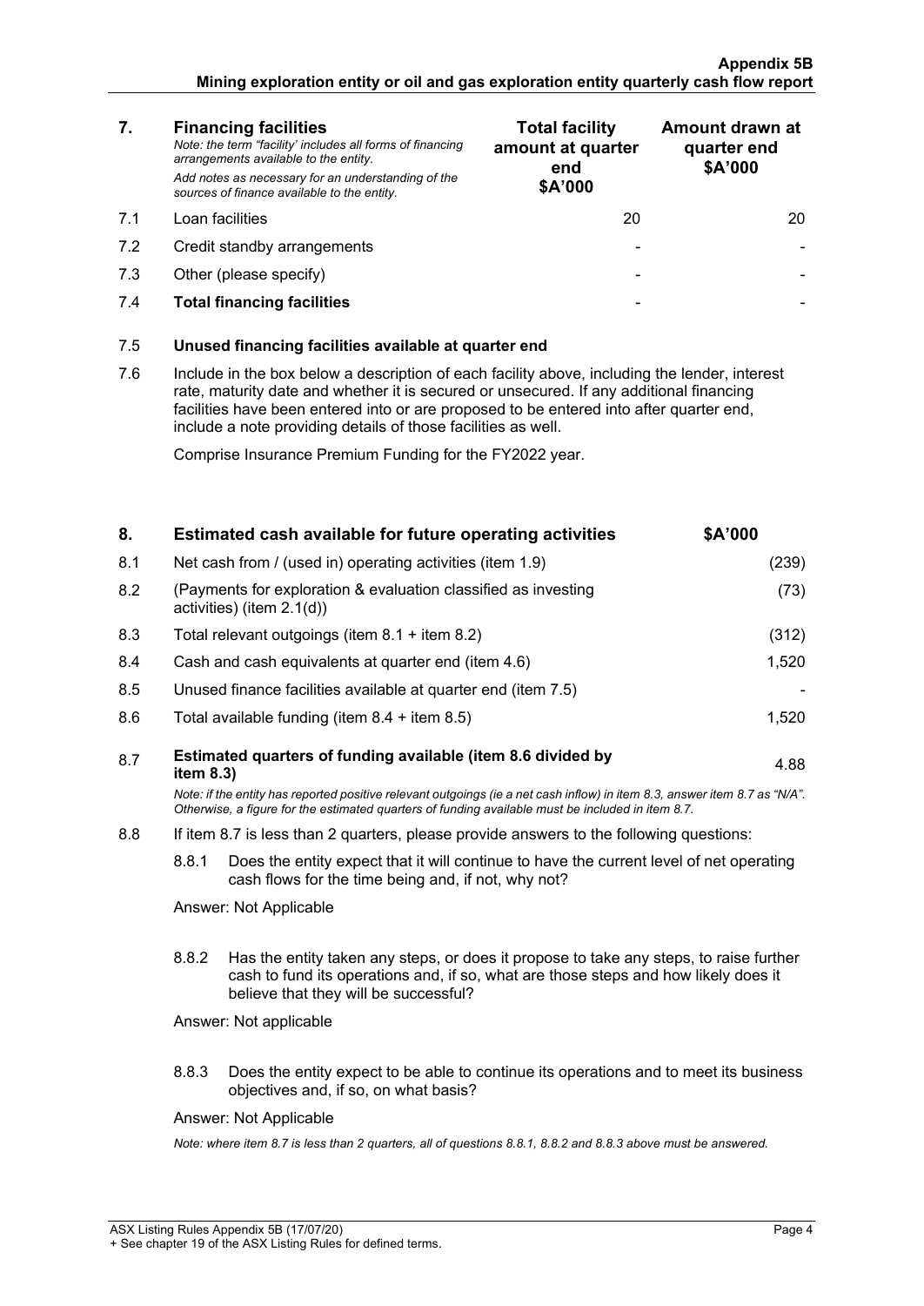| 7. | **Financing facilities** *Note: the term "facility' includes all forms of financing arrangements available to the entity.* *Add notes as necessary for an understanding of the sources of finance available to the entity.* | **Total facility amount at quarter end $A'000** | **Amount drawn at quarter end $A'000** |
|---|---|---|---|
| 7.1 | Loan facilities | 20 | 20 |
| 7.2 | Credit standby arrangements | - | - |
| 7.3 | Other (please specify) | - | - |
| 7.4 | **Total financing facilities** | - | - |

7.5 **Unused financing facilities available at quarter end**

7.6 Include in the box below a description of each facility above, including the lender, interest rate, maturity date and whether it is secured or unsecured. If any additional financing facilities have been entered into or are proposed to be entered into after quarter end, include a note providing details of those facilities as well.

Comprise Insurance Premium Funding for the FY2022 year.

| 8. | **Estimated cash available for future operating activities** | **$A'000** |
|---|---|---|
| 8.1 | Net cash from / (used in) operating activities (item 1.9) | (239) |
| 8.2 | (Payments for exploration & evaluation classified as investing activities) (item 2.1(d)) | (73) |
| 8.3 | Total relevant outgoings (item 8.1 + item 8.2) | (312) |
| 8.4 | Cash and cash equivalents at quarter end (item 4.6) | 1,520 |
| 8.5 | Unused finance facilities available at quarter end (item 7.5) | - |
| 8.6 | Total available funding (item 8.4 + item 8.5) | 1,520 |
| 8.7 | **Estimated quarters of funding available (item 8.6 divided by item 8.3)** | 4.88 |

*Note: if the entity has reported positive relevant outgoings (ie a net cash inflow) in item 8.3, answer item 8.7 as "N/A". Otherwise, a figure for the estimated quarters of funding available must be included in item 8.7.*

8.8 If item 8.7 is less than 2 quarters, please provide answers to the following questions:

8.8.1 Does the entity expect that it will continue to have the current level of net operating cash flows for the time being and, if not, why not?

Answer: Not Applicable

8.8.2 Has the entity taken any steps, or does it propose to take any steps, to raise further cash to fund its operations and, if so, what are those steps and how likely does it believe that they will be successful?

Answer: Not applicable

8.8.3 Does the entity expect to be able to continue its operations and to meet its business objectives and, if so, on what basis?

Answer: Not Applicable

*Note: where item 8.7 is less than 2 quarters, all of questions 8.8.1, 8.8.2 and 8.8.3 above must be answered.*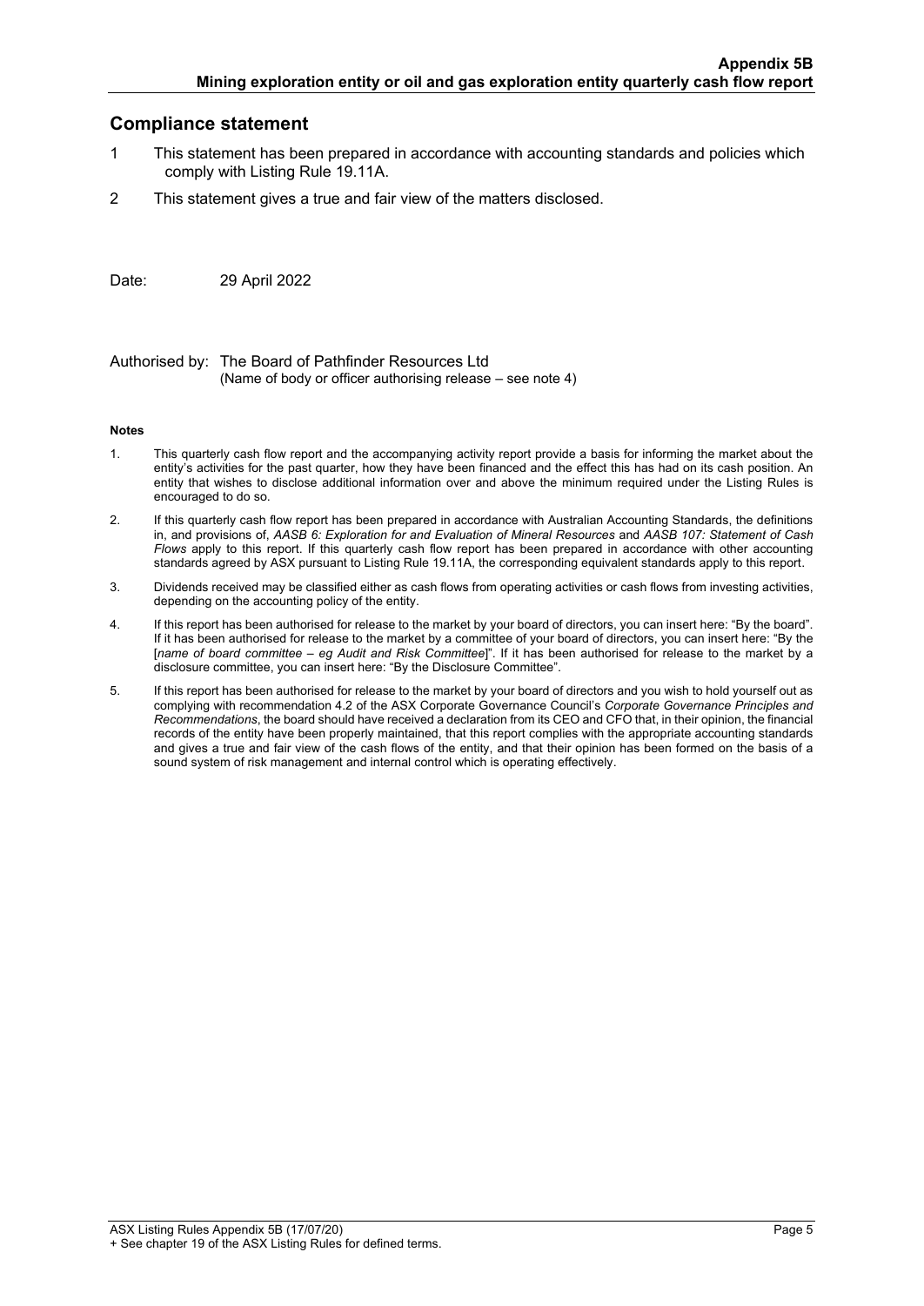## Compliance statement

1 This statement has been prepared in accordance with accounting standards and policies which comply with Listing Rule 19.11A.

2 This statement gives a true and fair view of the matters disclosed.

Date: 29 April 2022

Authorised by: The Board of Pathfinder Resources Ltd
(Name of body or officer authorising release – see note 4)

**Notes**

1. This quarterly cash flow report and the accompanying activity report provide a basis for informing the market about the entity's activities for the past quarter, how they have been financed and the effect this has had on its cash position. An entity that wishes to disclose additional information over and above the minimum required under the Listing Rules is encouraged to do so.

2. If this quarterly cash flow report has been prepared in accordance with Australian Accounting Standards, the definitions in, and provisions of, *AASB 6: Exploration for and Evaluation of Mineral Resources* and *AASB 107: Statement of Cash Flows* apply to this report. If this quarterly cash flow report has been prepared in accordance with other accounting standards agreed by ASX pursuant to Listing Rule 19.11A, the corresponding equivalent standards apply to this report.

3. Dividends received may be classified either as cash flows from operating activities or cash flows from investing activities, depending on the accounting policy of the entity.

4. If this report has been authorised for release to the market by your board of directors, you can insert here: "By the board". If it has been authorised for release to the market by a committee of your board of directors, you can insert here: "By the [*name of board committee – eg Audit and Risk Committee*]". If it has been authorised for release to the market by a disclosure committee, you can insert here: "By the Disclosure Committee".

5. If this report has been authorised for release to the market by your board of directors and you wish to hold yourself out as complying with recommendation 4.2 of the ASX Corporate Governance Council's *Corporate Governance Principles and Recommendations*, the board should have received a declaration from its CEO and CFO that, in their opinion, the financial records of the entity have been properly maintained, that this report complies with the appropriate accounting standards and gives a true and fair view of the cash flows of the entity, and that their opinion has been formed on the basis of a sound system of risk management and internal control which is operating effectively.